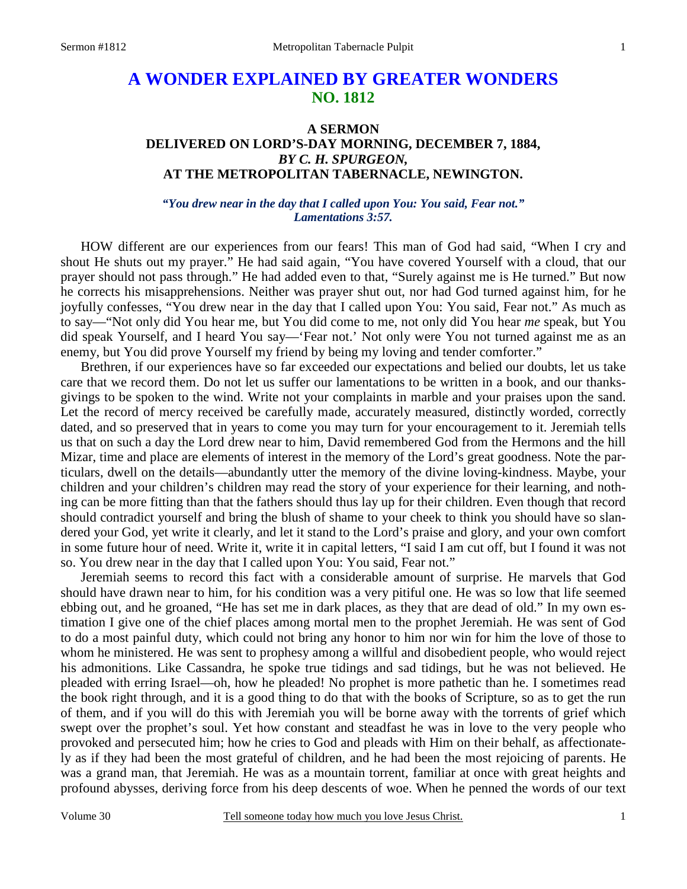# A WONDER EXPLAINED BY GREATER WONDERS
## NO. 1812

### A SERMON
### DELIVERED ON LORD'S-DAY MORNING, DECEMBER 7, 1884,
### *BY C. H. SPURGEON,*
### AT THE METROPOLITAN TABERNACLE, NEWINGTON.

***"You drew near in the day that I called upon You: You said, Fear not." Lamentations 3:57.***

HOW different are our experiences from our fears! This man of God had said, "When I cry and shout He shuts out my prayer." He had said again, "You have covered Yourself with a cloud, that our prayer should not pass through." He had added even to that, "Surely against me is He turned." But now he corrects his misapprehensions. Neither was prayer shut out, nor had God turned against him, for he joyfully confesses, "You drew near in the day that I called upon You: You said, Fear not." As much as to say—"Not only did You hear me, but You did come to me, not only did You hear *me* speak, but You did speak Yourself, and I heard You say—'Fear not.' Not only were You not turned against me as an enemy, but You did prove Yourself my friend by being my loving and tender comforter."

Brethren, if our experiences have so far exceeded our expectations and belied our doubts, let us take care that we record them. Do not let us suffer our lamentations to be written in a book, and our thanksgivings to be spoken to the wind. Write not your complaints in marble and your praises upon the sand. Let the record of mercy received be carefully made, accurately measured, distinctly worded, correctly dated, and so preserved that in years to come you may turn for your encouragement to it. Jeremiah tells us that on such a day the Lord drew near to him, David remembered God from the Hermons and the hill Mizar, time and place are elements of interest in the memory of the Lord's great goodness. Note the particulars, dwell on the details—abundantly utter the memory of the divine loving-kindness. Maybe, your children and your children's children may read the story of your experience for their learning, and nothing can be more fitting than that the fathers should thus lay up for their children. Even though that record should contradict yourself and bring the blush of shame to your cheek to think you should have so slandered your God, yet write it clearly, and let it stand to the Lord's praise and glory, and your own comfort in some future hour of need. Write it, write it in capital letters, "I said I am cut off, but I found it was not so. You drew near in the day that I called upon You: You said, Fear not."

Jeremiah seems to record this fact with a considerable amount of surprise. He marvels that God should have drawn near to him, for his condition was a very pitiful one. He was so low that life seemed ebbing out, and he groaned, "He has set me in dark places, as they that are dead of old." In my own estimation I give one of the chief places among mortal men to the prophet Jeremiah. He was sent of God to do a most painful duty, which could not bring any honor to him nor win for him the love of those to whom he ministered. He was sent to prophesy among a willful and disobedient people, who would reject his admonitions. Like Cassandra, he spoke true tidings and sad tidings, but he was not believed. He pleaded with erring Israel—oh, how he pleaded! No prophet is more pathetic than he. I sometimes read the book right through, and it is a good thing to do that with the books of Scripture, so as to get the run of them, and if you will do this with Jeremiah you will be borne away with the torrents of grief which swept over the prophet's soul. Yet how constant and steadfast he was in love to the very people who provoked and persecuted him; how he cries to God and pleads with Him on their behalf, as affectionately as if they had been the most grateful of children, and he had been the most rejoicing of parents. He was a grand man, that Jeremiah. He was as a mountain torrent, familiar at once with great heights and profound abysses, deriving force from his deep descents of woe. When he penned the words of our text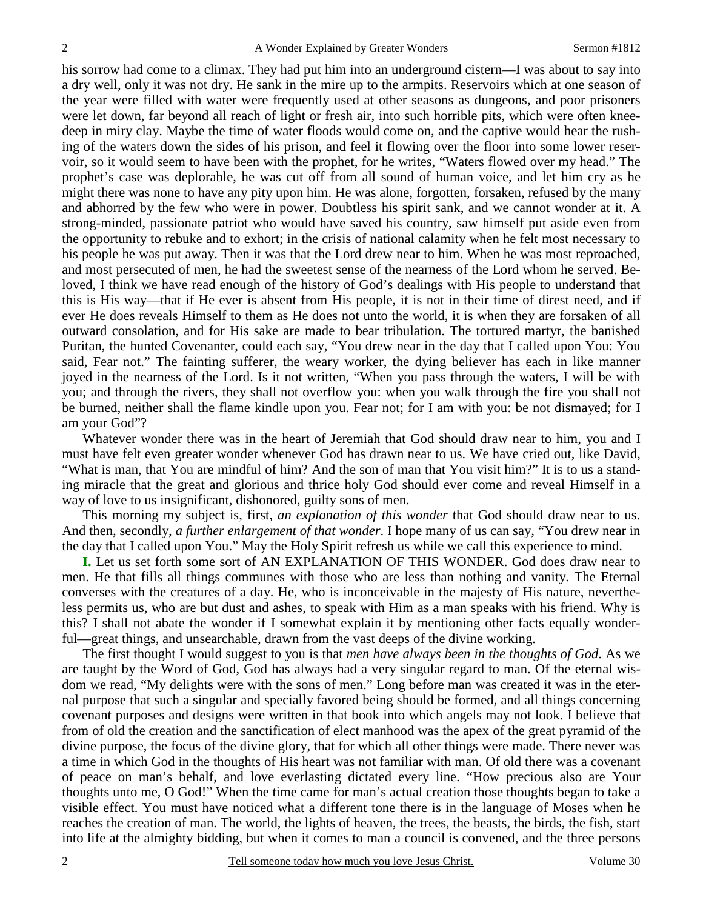his sorrow had come to a climax. They had put him into an underground cistern—I was about to say into a dry well, only it was not dry. He sank in the mire up to the armpits. Reservoirs which at one season of the year were filled with water were frequently used at other seasons as dungeons, and poor prisoners were let down, far beyond all reach of light or fresh air, into such horrible pits, which were often knee-deep in miry clay. Maybe the time of water floods would come on, and the captive would hear the rushing of the waters down the sides of his prison, and feel it flowing over the floor into some lower reservoir, so it would seem to have been with the prophet, for he writes, "Waters flowed over my head." The prophet's case was deplorable, he was cut off from all sound of human voice, and let him cry as he might there was none to have any pity upon him. He was alone, forgotten, forsaken, refused by the many and abhorred by the few who were in power. Doubtless his spirit sank, and we cannot wonder at it. A strong-minded, passionate patriot who would have saved his country, saw himself put aside even from the opportunity to rebuke and to exhort; in the crisis of national calamity when he felt most necessary to his people he was put away. Then it was that the Lord drew near to him. When he was most reproached, and most persecuted of men, he had the sweetest sense of the nearness of the Lord whom he served. Beloved, I think we have read enough of the history of God's dealings with His people to understand that this is His way—that if He ever is absent from His people, it is not in their time of direst need, and if ever He does reveals Himself to them as He does not unto the world, it is when they are forsaken of all outward consolation, and for His sake are made to bear tribulation. The tortured martyr, the banished Puritan, the hunted Covenanter, could each say, "You drew near in the day that I called upon You: You said, Fear not." The fainting sufferer, the weary worker, the dying believer has each in like manner joyed in the nearness of the Lord. Is it not written, "When you pass through the waters, I will be with you; and through the rivers, they shall not overflow you: when you walk through the fire you shall not be burned, neither shall the flame kindle upon you. Fear not; for I am with you: be not dismayed; for I am your God"?

Whatever wonder there was in the heart of Jeremiah that God should draw near to him, you and I must have felt even greater wonder whenever God has drawn near to us. We have cried out, like David, "What is man, that You are mindful of him? And the son of man that You visit him?" It is to us a standing miracle that the great and glorious and thrice holy God should ever come and reveal Himself in a way of love to us insignificant, dishonored, guilty sons of men.

This morning my subject is, first, *an explanation of this wonder* that God should draw near to us. And then, secondly, *a further enlargement of that wonder*. I hope many of us can say, "You drew near in the day that I called upon You." May the Holy Spirit refresh us while we call this experience to mind.

**I.** Let us set forth some sort of AN EXPLANATION OF THIS WONDER. God does draw near to men. He that fills all things communes with those who are less than nothing and vanity. The Eternal converses with the creatures of a day. He, who is inconceivable in the majesty of His nature, nevertheless permits us, who are but dust and ashes, to speak with Him as a man speaks with his friend. Why is this? I shall not abate the wonder if I somewhat explain it by mentioning other facts equally wonderful—great things, and unsearchable, drawn from the vast deeps of the divine working.

The first thought I would suggest to you is that *men have always been in the thoughts of God*. As we are taught by the Word of God, God has always had a very singular regard to man. Of the eternal wisdom we read, "My delights were with the sons of men." Long before man was created it was in the eternal purpose that such a singular and specially favored being should be formed, and all things concerning covenant purposes and designs were written in that book into which angels may not look. I believe that from of old the creation and the sanctification of elect manhood was the apex of the great pyramid of the divine purpose, the focus of the divine glory, that for which all other things were made. There never was a time in which God in the thoughts of His heart was not familiar with man. Of old there was a covenant of peace on man's behalf, and love everlasting dictated every line. "How precious also are Your thoughts unto me, O God!" When the time came for man's actual creation those thoughts began to take a visible effect. You must have noticed what a different tone there is in the language of Moses when he reaches the creation of man. The world, the lights of heaven, the trees, the beasts, the birds, the fish, start into life at the almighty bidding, but when it comes to man a council is convened, and the three persons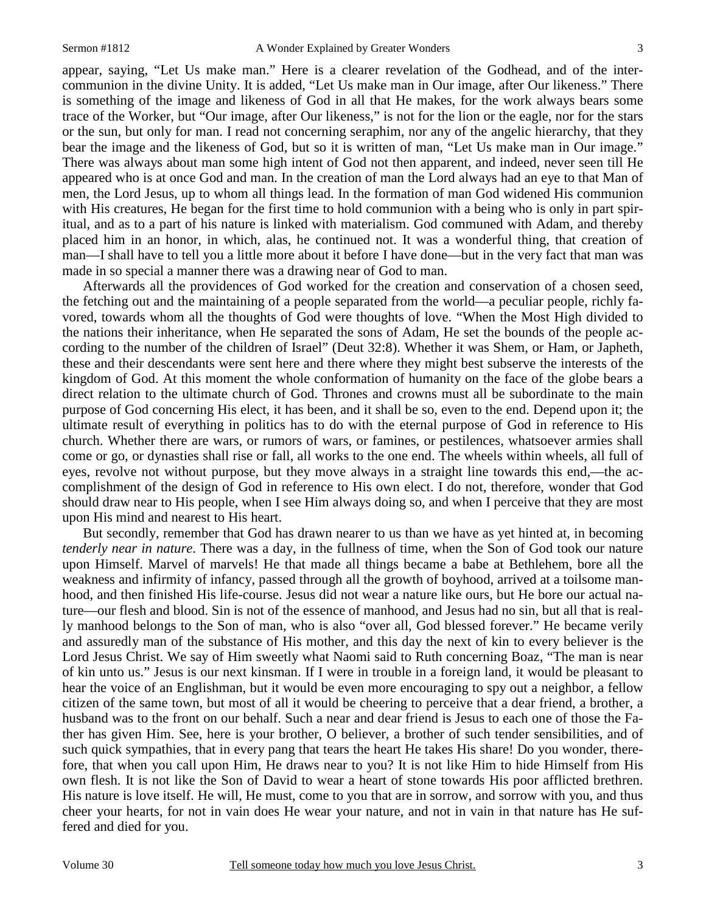appear, saying, "Let Us make man." Here is a clearer revelation of the Godhead, and of the intercommunion in the divine Unity. It is added, "Let Us make man in Our image, after Our likeness." There is something of the image and likeness of God in all that He makes, for the work always bears some trace of the Worker, but "Our image, after Our likeness," is not for the lion or the eagle, nor for the stars or the sun, but only for man. I read not concerning seraphim, nor any of the angelic hierarchy, that they bear the image and the likeness of God, but so it is written of man, "Let Us make man in Our image." There was always about man some high intent of God not then apparent, and indeed, never seen till He appeared who is at once God and man. In the creation of man the Lord always had an eye to that Man of men, the Lord Jesus, up to whom all things lead. In the formation of man God widened His communion with His creatures, He began for the first time to hold communion with a being who is only in part spiritual, and as to a part of his nature is linked with materialism. God communed with Adam, and thereby placed him in an honor, in which, alas, he continued not. It was a wonderful thing, that creation of man—I shall have to tell you a little more about it before I have done—but in the very fact that man was made in so special a manner there was a drawing near of God to man.

Afterwards all the providences of God worked for the creation and conservation of a chosen seed, the fetching out and the maintaining of a people separated from the world—a peculiar people, richly favored, towards whom all the thoughts of God were thoughts of love. "When the Most High divided to the nations their inheritance, when He separated the sons of Adam, He set the bounds of the people according to the number of the children of Israel" (Deut 32:8). Whether it was Shem, or Ham, or Japheth, these and their descendants were sent here and there where they might best subserve the interests of the kingdom of God. At this moment the whole conformation of humanity on the face of the globe bears a direct relation to the ultimate church of God. Thrones and crowns must all be subordinate to the main purpose of God concerning His elect, it has been, and it shall be so, even to the end. Depend upon it; the ultimate result of everything in politics has to do with the eternal purpose of God in reference to His church. Whether there are wars, or rumors of wars, or famines, or pestilences, whatsoever armies shall come or go, or dynasties shall rise or fall, all works to the one end. The wheels within wheels, all full of eyes, revolve not without purpose, but they move always in a straight line towards this end,—the accomplishment of the design of God in reference to His own elect. I do not, therefore, wonder that God should draw near to His people, when I see Him always doing so, and when I perceive that they are most upon His mind and nearest to His heart.

But secondly, remember that God has drawn nearer to us than we have as yet hinted at, in becoming *tenderly near in nature*. There was a day, in the fullness of time, when the Son of God took our nature upon Himself. Marvel of marvels! He that made all things became a babe at Bethlehem, bore all the weakness and infirmity of infancy, passed through all the growth of boyhood, arrived at a toilsome manhood, and then finished His life-course. Jesus did not wear a nature like ours, but He bore our actual nature—our flesh and blood. Sin is not of the essence of manhood, and Jesus had no sin, but all that is really manhood belongs to the Son of man, who is also "over all, God blessed forever." He became verily and assuredly man of the substance of His mother, and this day the next of kin to every believer is the Lord Jesus Christ. We say of Him sweetly what Naomi said to Ruth concerning Boaz, "The man is near of kin unto us." Jesus is our next kinsman. If I were in trouble in a foreign land, it would be pleasant to hear the voice of an Englishman, but it would be even more encouraging to spy out a neighbor, a fellow citizen of the same town, but most of all it would be cheering to perceive that a dear friend, a brother, a husband was to the front on our behalf. Such a near and dear friend is Jesus to each one of those the Father has given Him. See, here is your brother, O believer, a brother of such tender sensibilities, and of such quick sympathies, that in every pang that tears the heart He takes His share! Do you wonder, therefore, that when you call upon Him, He draws near to you? It is not like Him to hide Himself from His own flesh. It is not like the Son of David to wear a heart of stone towards His poor afflicted brethren. His nature is love itself. He will, He must, come to you that are in sorrow, and sorrow with you, and thus cheer your hearts, for not in vain does He wear your nature, and not in vain in that nature has He suffered and died for you.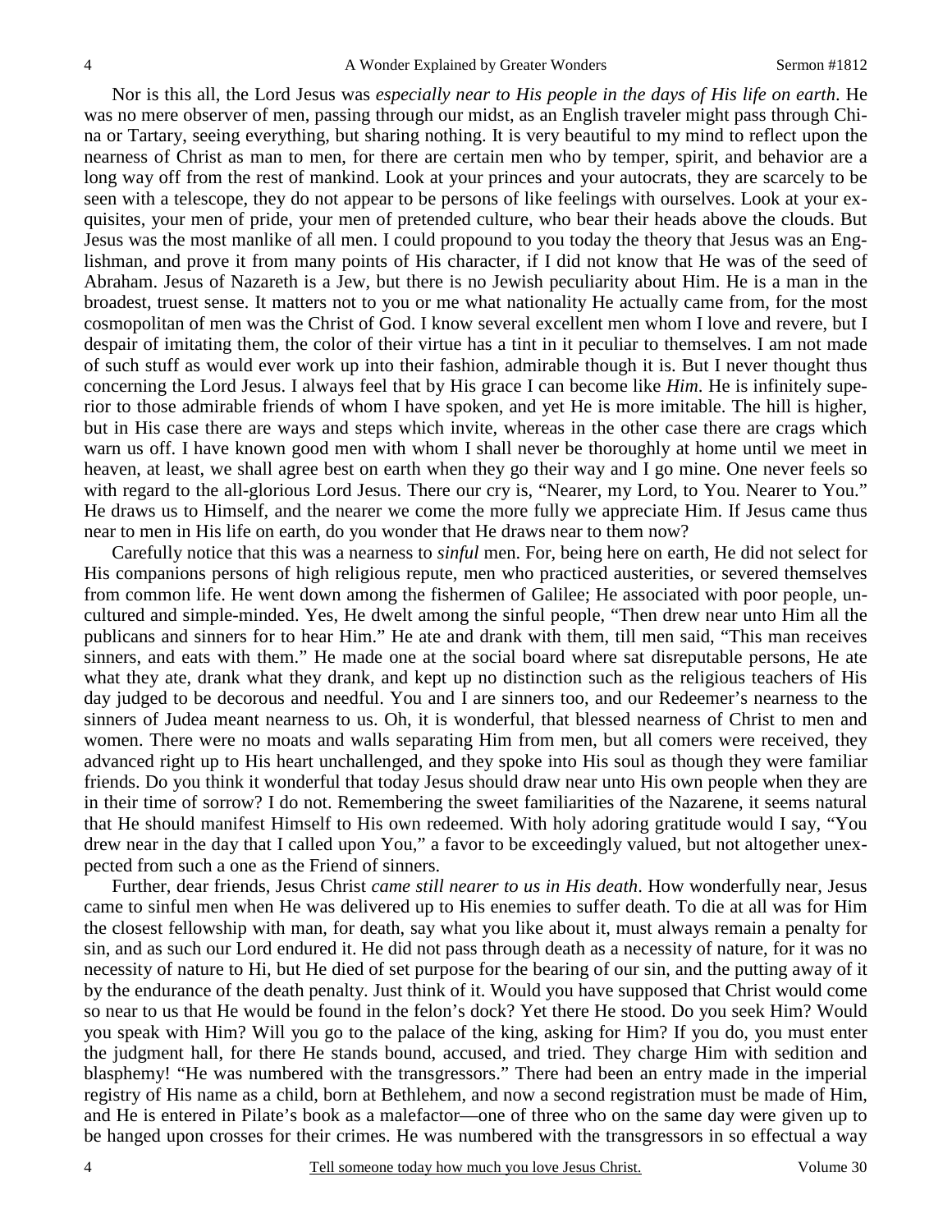Nor is this all, the Lord Jesus was *especially near to His people in the days of His life on earth*. He was no mere observer of men, passing through our midst, as an English traveler might pass through China or Tartary, seeing everything, but sharing nothing. It is very beautiful to my mind to reflect upon the nearness of Christ as man to men, for there are certain men who by temper, spirit, and behavior are a long way off from the rest of mankind. Look at your princes and your autocrats, they are scarcely to be seen with a telescope, they do not appear to be persons of like feelings with ourselves. Look at your exquisites, your men of pride, your men of pretended culture, who bear their heads above the clouds. But Jesus was the most manlike of all men. I could propound to you today the theory that Jesus was an Englishman, and prove it from many points of His character, if I did not know that He was of the seed of Abraham. Jesus of Nazareth is a Jew, but there is no Jewish peculiarity about Him. He is a man in the broadest, truest sense. It matters not to you or me what nationality He actually came from, for the most cosmopolitan of men was the Christ of God. I know several excellent men whom I love and revere, but I despair of imitating them, the color of their virtue has a tint in it peculiar to themselves. I am not made of such stuff as would ever work up into their fashion, admirable though it is. But I never thought thus concerning the Lord Jesus. I always feel that by His grace I can become like *Him*. He is infinitely superior to those admirable friends of whom I have spoken, and yet He is more imitable. The hill is higher, but in His case there are ways and steps which invite, whereas in the other case there are crags which warn us off. I have known good men with whom I shall never be thoroughly at home until we meet in heaven, at least, we shall agree best on earth when they go their way and I go mine. One never feels so with regard to the all-glorious Lord Jesus. There our cry is, "Nearer, my Lord, to You. Nearer to You." He draws us to Himself, and the nearer we come the more fully we appreciate Him. If Jesus came thus near to men in His life on earth, do you wonder that He draws near to them now?

Carefully notice that this was a nearness to *sinful* men. For, being here on earth, He did not select for His companions persons of high religious repute, men who practiced austerities, or severed themselves from common life. He went down among the fishermen of Galilee; He associated with poor people, uncultured and simple-minded. Yes, He dwelt among the sinful people, "Then drew near unto Him all the publicans and sinners for to hear Him." He ate and drank with them, till men said, "This man receives sinners, and eats with them." He made one at the social board where sat disreputable persons, He ate what they ate, drank what they drank, and kept up no distinction such as the religious teachers of His day judged to be decorous and needful. You and I are sinners too, and our Redeemer's nearness to the sinners of Judea meant nearness to us. Oh, it is wonderful, that blessed nearness of Christ to men and women. There were no moats and walls separating Him from men, but all comers were received, they advanced right up to His heart unchallenged, and they spoke into His soul as though they were familiar friends. Do you think it wonderful that today Jesus should draw near unto His own people when they are in their time of sorrow? I do not. Remembering the sweet familiarities of the Nazarene, it seems natural that He should manifest Himself to His own redeemed. With holy adoring gratitude would I say, "You drew near in the day that I called upon You," a favor to be exceedingly valued, but not altogether unexpected from such a one as the Friend of sinners.

Further, dear friends, Jesus Christ *came still nearer to us in His death*. How wonderfully near, Jesus came to sinful men when He was delivered up to His enemies to suffer death. To die at all was for Him the closest fellowship with man, for death, say what you like about it, must always remain a penalty for sin, and as such our Lord endured it. He did not pass through death as a necessity of nature, for it was no necessity of nature to Hi, but He died of set purpose for the bearing of our sin, and the putting away of it by the endurance of the death penalty. Just think of it. Would you have supposed that Christ would come so near to us that He would be found in the felon's dock? Yet there He stood. Do you seek Him? Would you speak with Him? Will you go to the palace of the king, asking for Him? If you do, you must enter the judgment hall, for there He stands bound, accused, and tried. They charge Him with sedition and blasphemy! "He was numbered with the transgressors." There had been an entry made in the imperial registry of His name as a child, born at Bethlehem, and now a second registration must be made of Him, and He is entered in Pilate's book as a malefactor—one of three who on the same day were given up to be hanged upon crosses for their crimes. He was numbered with the transgressors in so effectual a way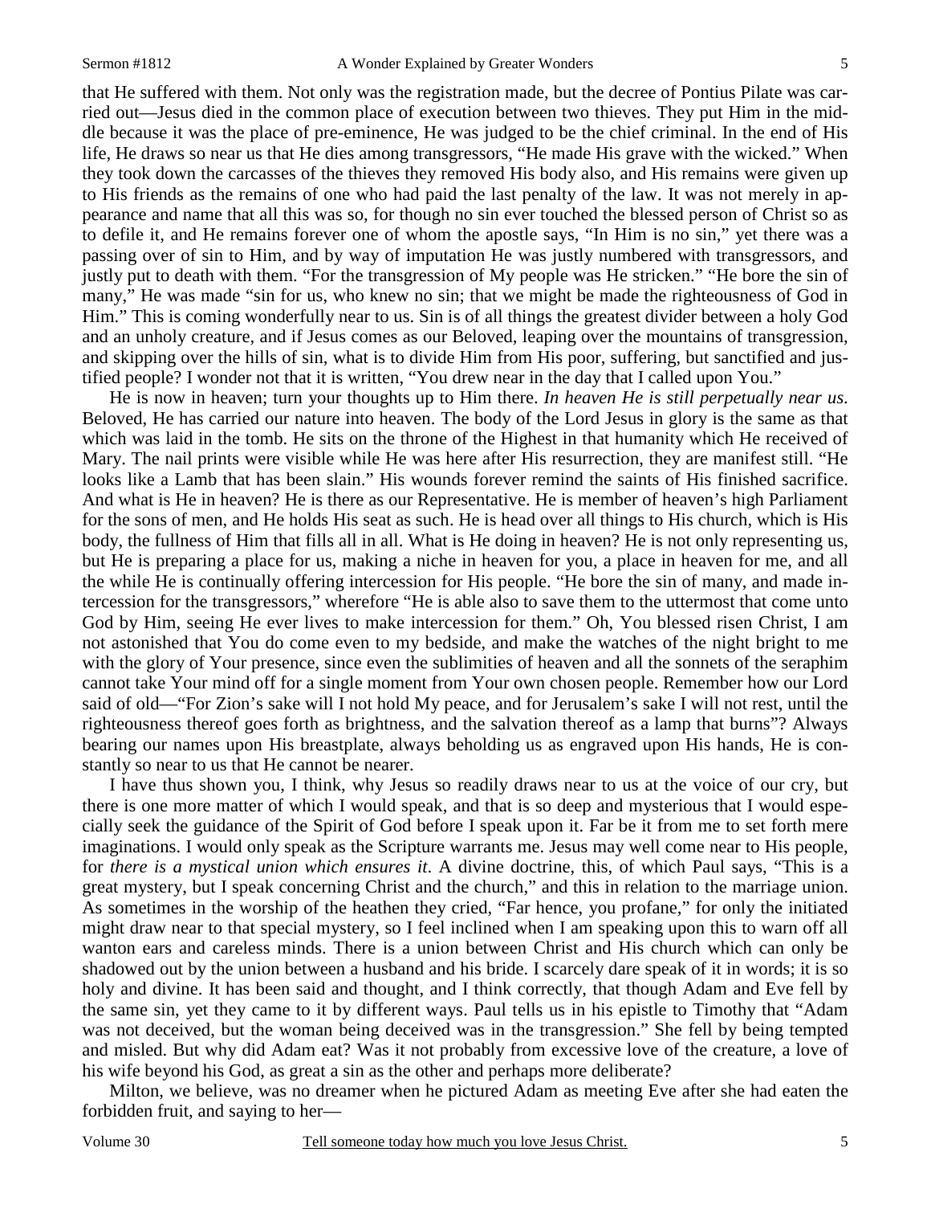that He suffered with them. Not only was the registration made, but the decree of Pontius Pilate was carried out—Jesus died in the common place of execution between two thieves. They put Him in the middle because it was the place of pre-eminence, He was judged to be the chief criminal. In the end of His life, He draws so near us that He dies among transgressors, "He made His grave with the wicked." When they took down the carcasses of the thieves they removed His body also, and His remains were given up to His friends as the remains of one who had paid the last penalty of the law. It was not merely in appearance and name that all this was so, for though no sin ever touched the blessed person of Christ so as to defile it, and He remains forever one of whom the apostle says, "In Him is no sin," yet there was a passing over of sin to Him, and by way of imputation He was justly numbered with transgressors, and justly put to death with them. "For the transgression of My people was He stricken." "He bore the sin of many," He was made "sin for us, who knew no sin; that we might be made the righteousness of God in Him." This is coming wonderfully near to us. Sin is of all things the greatest divider between a holy God and an unholy creature, and if Jesus comes as our Beloved, leaping over the mountains of transgression, and skipping over the hills of sin, what is to divide Him from His poor, suffering, but sanctified and justified people? I wonder not that it is written, "You drew near in the day that I called upon You."

He is now in heaven; turn your thoughts up to Him there. *In heaven He is still perpetually near us.* Beloved, He has carried our nature into heaven. The body of the Lord Jesus in glory is the same as that which was laid in the tomb. He sits on the throne of the Highest in that humanity which He received of Mary. The nail prints were visible while He was here after His resurrection, they are manifest still. "He looks like a Lamb that has been slain." His wounds forever remind the saints of His finished sacrifice. And what is He in heaven? He is there as our Representative. He is member of heaven's high Parliament for the sons of men, and He holds His seat as such. He is head over all things to His church, which is His body, the fullness of Him that fills all in all. What is He doing in heaven? He is not only representing us, but He is preparing a place for us, making a niche in heaven for you, a place in heaven for me, and all the while He is continually offering intercession for His people. "He bore the sin of many, and made intercession for the transgressors," wherefore "He is able also to save them to the uttermost that come unto God by Him, seeing He ever lives to make intercession for them." Oh, You blessed risen Christ, I am not astonished that You do come even to my bedside, and make the watches of the night bright to me with the glory of Your presence, since even the sublimities of heaven and all the sonnets of the seraphim cannot take Your mind off for a single moment from Your own chosen people. Remember how our Lord said of old—"For Zion's sake will I not hold My peace, and for Jerusalem's sake I will not rest, until the righteousness thereof goes forth as brightness, and the salvation thereof as a lamp that burns"? Always bearing our names upon His breastplate, always beholding us as engraved upon His hands, He is constantly so near to us that He cannot be nearer.

I have thus shown you, I think, why Jesus so readily draws near to us at the voice of our cry, but there is one more matter of which I would speak, and that is so deep and mysterious that I would especially seek the guidance of the Spirit of God before I speak upon it. Far be it from me to set forth mere imaginations. I would only speak as the Scripture warrants me. Jesus may well come near to His people, for *there is a mystical union which ensures it*. A divine doctrine, this, of which Paul says, "This is a great mystery, but I speak concerning Christ and the church," and this in relation to the marriage union. As sometimes in the worship of the heathen they cried, "Far hence, you profane," for only the initiated might draw near to that special mystery, so I feel inclined when I am speaking upon this to warn off all wanton ears and careless minds. There is a union between Christ and His church which can only be shadowed out by the union between a husband and his bride. I scarcely dare speak of it in words; it is so holy and divine. It has been said and thought, and I think correctly, that though Adam and Eve fell by the same sin, yet they came to it by different ways. Paul tells us in his epistle to Timothy that "Adam was not deceived, but the woman being deceived was in the transgression." She fell by being tempted and misled. But why did Adam eat? Was it not probably from excessive love of the creature, a love of his wife beyond his God, as great a sin as the other and perhaps more deliberate?

Milton, we believe, was no dreamer when he pictured Adam as meeting Eve after she had eaten the forbidden fruit, and saying to her—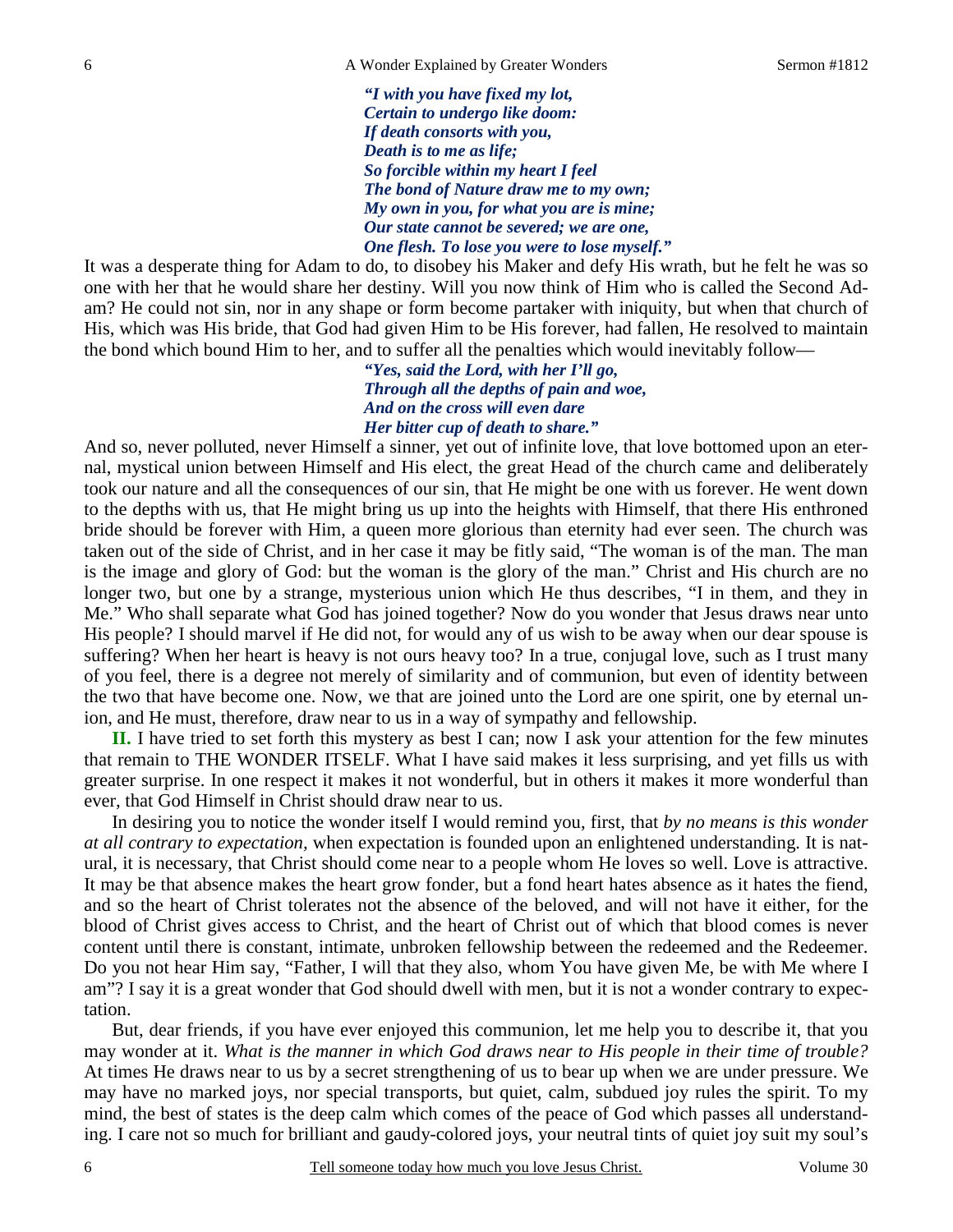*"I with you have fixed my lot,*
*Certain to undergo like doom:*
*If death consorts with you,*
*Death is to me as life;*
*So forcible within my heart I feel*
*The bond of Nature draw me to my own;*
*My own in you, for what you are is mine;*
*Our state cannot be severed; we are one,*
*One flesh. To lose you were to lose myself."*

It was a desperate thing for Adam to do, to disobey his Maker and defy His wrath, but he felt he was so one with her that he would share her destiny. Will you now think of Him who is called the Second Adam? He could not sin, nor in any shape or form become partaker with iniquity, but when that church of His, which was His bride, that God had given Him to be His forever, had fallen, He resolved to maintain the bond which bound Him to her, and to suffer all the penalties which would inevitably follow—

*"Yes, said the Lord, with her I'll go,*
*Through all the depths of pain and woe,*
*And on the cross will even dare*
*Her bitter cup of death to share."*

And so, never polluted, never Himself a sinner, yet out of infinite love, that love bottomed upon an eternal, mystical union between Himself and His elect, the great Head of the church came and deliberately took our nature and all the consequences of our sin, that He might be one with us forever. He went down to the depths with us, that He might bring us up into the heights with Himself, that there His enthroned bride should be forever with Him, a queen more glorious than eternity had ever seen. The church was taken out of the side of Christ, and in her case it may be fitly said, "The woman is of the man. The man is the image and glory of God: but the woman is the glory of the man." Christ and His church are no longer two, but one by a strange, mysterious union which He thus describes, "I in them, and they in Me." Who shall separate what God has joined together? Now do you wonder that Jesus draws near unto His people? I should marvel if He did not, for would any of us wish to be away when our dear spouse is suffering? When her heart is heavy is not ours heavy too? In a true, conjugal love, such as I trust many of you feel, there is a degree not merely of similarity and of communion, but even of identity between the two that have become one. Now, we that are joined unto the Lord are one spirit, one by eternal union, and He must, therefore, draw near to us in a way of sympathy and fellowship.

**II.** I have tried to set forth this mystery as best I can; now I ask your attention for the few minutes that remain to THE WONDER ITSELF. What I have said makes it less surprising, and yet fills us with greater surprise. In one respect it makes it not wonderful, but in others it makes it more wonderful than ever, that God Himself in Christ should draw near to us.

In desiring you to notice the wonder itself I would remind you, first, that *by no means is this wonder at all contrary to expectation,* when expectation is founded upon an enlightened understanding. It is natural, it is necessary, that Christ should come near to a people whom He loves so well. Love is attractive. It may be that absence makes the heart grow fonder, but a fond heart hates absence as it hates the fiend, and so the heart of Christ tolerates not the absence of the beloved, and will not have it either, for the blood of Christ gives access to Christ, and the heart of Christ out of which that blood comes is never content until there is constant, intimate, unbroken fellowship between the redeemed and the Redeemer. Do you not hear Him say, "Father, I will that they also, whom You have given Me, be with Me where I am"? I say it is a great wonder that God should dwell with men, but it is not a wonder contrary to expectation.

But, dear friends, if you have ever enjoyed this communion, let me help you to describe it, that you may wonder at it. *What is the manner in which God draws near to His people in their time of trouble?* At times He draws near to us by a secret strengthening of us to bear up when we are under pressure. We may have no marked joys, nor special transports, but quiet, calm, subdued joy rules the spirit. To my mind, the best of states is the deep calm which comes of the peace of God which passes all understanding. I care not so much for brilliant and gaudy-colored joys, your neutral tints of quiet joy suit my soul's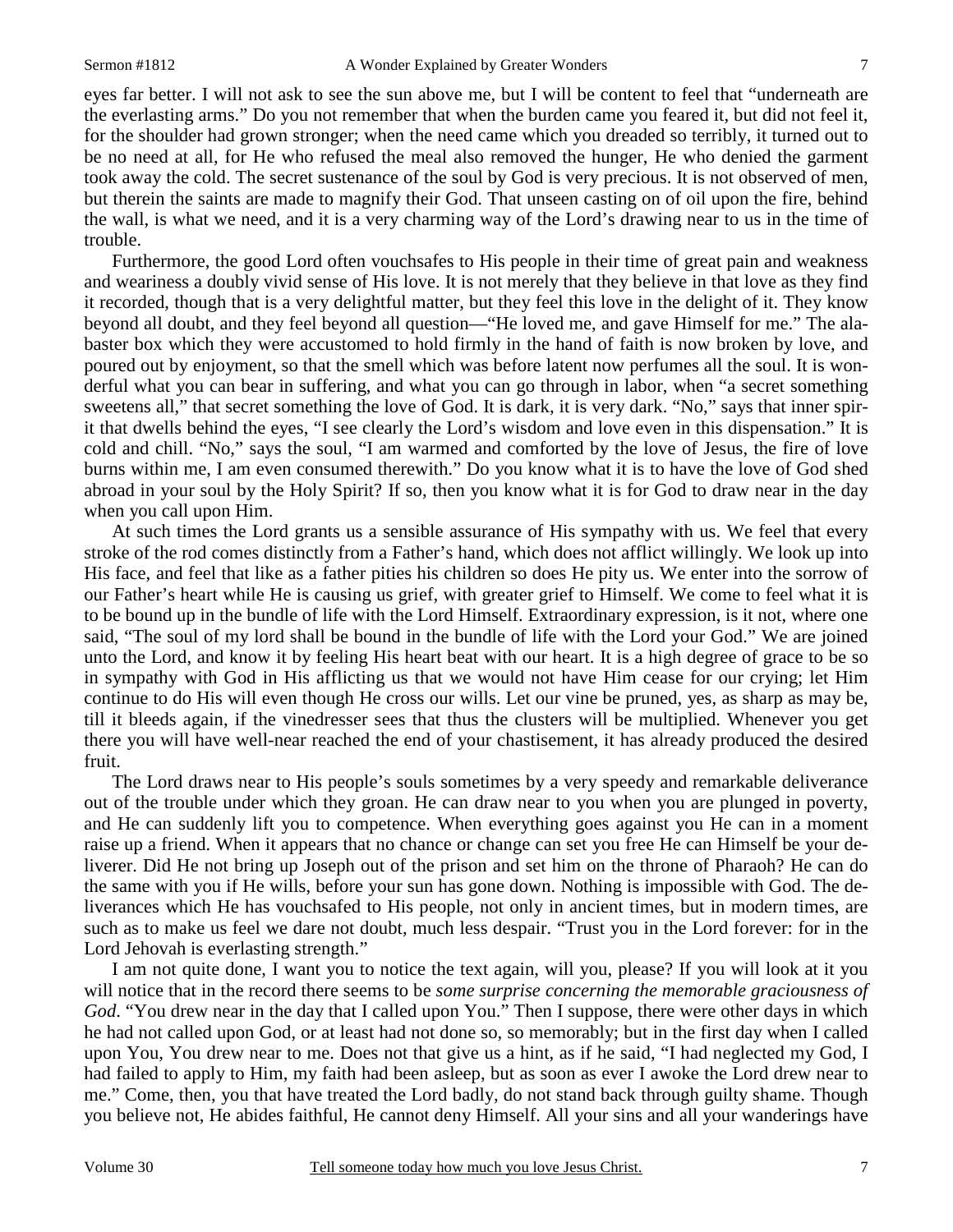eyes far better. I will not ask to see the sun above me, but I will be content to feel that "underneath are the everlasting arms." Do you not remember that when the burden came you feared it, but did not feel it, for the shoulder had grown stronger; when the need came which you dreaded so terribly, it turned out to be no need at all, for He who refused the meal also removed the hunger, He who denied the garment took away the cold. The secret sustenance of the soul by God is very precious. It is not observed of men, but therein the saints are made to magnify their God. That unseen casting on of oil upon the fire, behind the wall, is what we need, and it is a very charming way of the Lord's drawing near to us in the time of trouble.

Furthermore, the good Lord often vouchsafes to His people in their time of great pain and weakness and weariness a doubly vivid sense of His love. It is not merely that they believe in that love as they find it recorded, though that is a very delightful matter, but they feel this love in the delight of it. They know beyond all doubt, and they feel beyond all question—"He loved me, and gave Himself for me." The alabaster box which they were accustomed to hold firmly in the hand of faith is now broken by love, and poured out by enjoyment, so that the smell which was before latent now perfumes all the soul. It is wonderful what you can bear in suffering, and what you can go through in labor, when "a secret something sweetens all," that secret something the love of God. It is dark, it is very dark. "No," says that inner spirit that dwells behind the eyes, "I see clearly the Lord's wisdom and love even in this dispensation." It is cold and chill. "No," says the soul, "I am warmed and comforted by the love of Jesus, the fire of love burns within me, I am even consumed therewith." Do you know what it is to have the love of God shed abroad in your soul by the Holy Spirit? If so, then you know what it is for God to draw near in the day when you call upon Him.

At such times the Lord grants us a sensible assurance of His sympathy with us. We feel that every stroke of the rod comes distinctly from a Father's hand, which does not afflict willingly. We look up into His face, and feel that like as a father pities his children so does He pity us. We enter into the sorrow of our Father's heart while He is causing us grief, with greater grief to Himself. We come to feel what it is to be bound up in the bundle of life with the Lord Himself. Extraordinary expression, is it not, where one said, "The soul of my lord shall be bound in the bundle of life with the Lord your God." We are joined unto the Lord, and know it by feeling His heart beat with our heart. It is a high degree of grace to be so in sympathy with God in His afflicting us that we would not have Him cease for our crying; let Him continue to do His will even though He cross our wills. Let our vine be pruned, yes, as sharp as may be, till it bleeds again, if the vinedresser sees that thus the clusters will be multiplied. Whenever you get there you will have well-near reached the end of your chastisement, it has already produced the desired fruit.

The Lord draws near to His people's souls sometimes by a very speedy and remarkable deliverance out of the trouble under which they groan. He can draw near to you when you are plunged in poverty, and He can suddenly lift you to competence. When everything goes against you He can in a moment raise up a friend. When it appears that no chance or change can set you free He can Himself be your deliverer. Did He not bring up Joseph out of the prison and set him on the throne of Pharaoh? He can do the same with you if He wills, before your sun has gone down. Nothing is impossible with God. The deliverances which He has vouchsafed to His people, not only in ancient times, but in modern times, are such as to make us feel we dare not doubt, much less despair. "Trust you in the Lord forever: for in the Lord Jehovah is everlasting strength."

I am not quite done, I want you to notice the text again, will you, please? If you will look at it you will notice that in the record there seems to be *some surprise concerning the memorable graciousness of God*. "You drew near in the day that I called upon You." Then I suppose, there were other days in which he had not called upon God, or at least had not done so, so memorably; but in the first day when I called upon You, You drew near to me. Does not that give us a hint, as if he said, "I had neglected my God, I had failed to apply to Him, my faith had been asleep, but as soon as ever I awoke the Lord drew near to me." Come, then, you that have treated the Lord badly, do not stand back through guilty shame. Though you believe not, He abides faithful, He cannot deny Himself. All your sins and all your wanderings have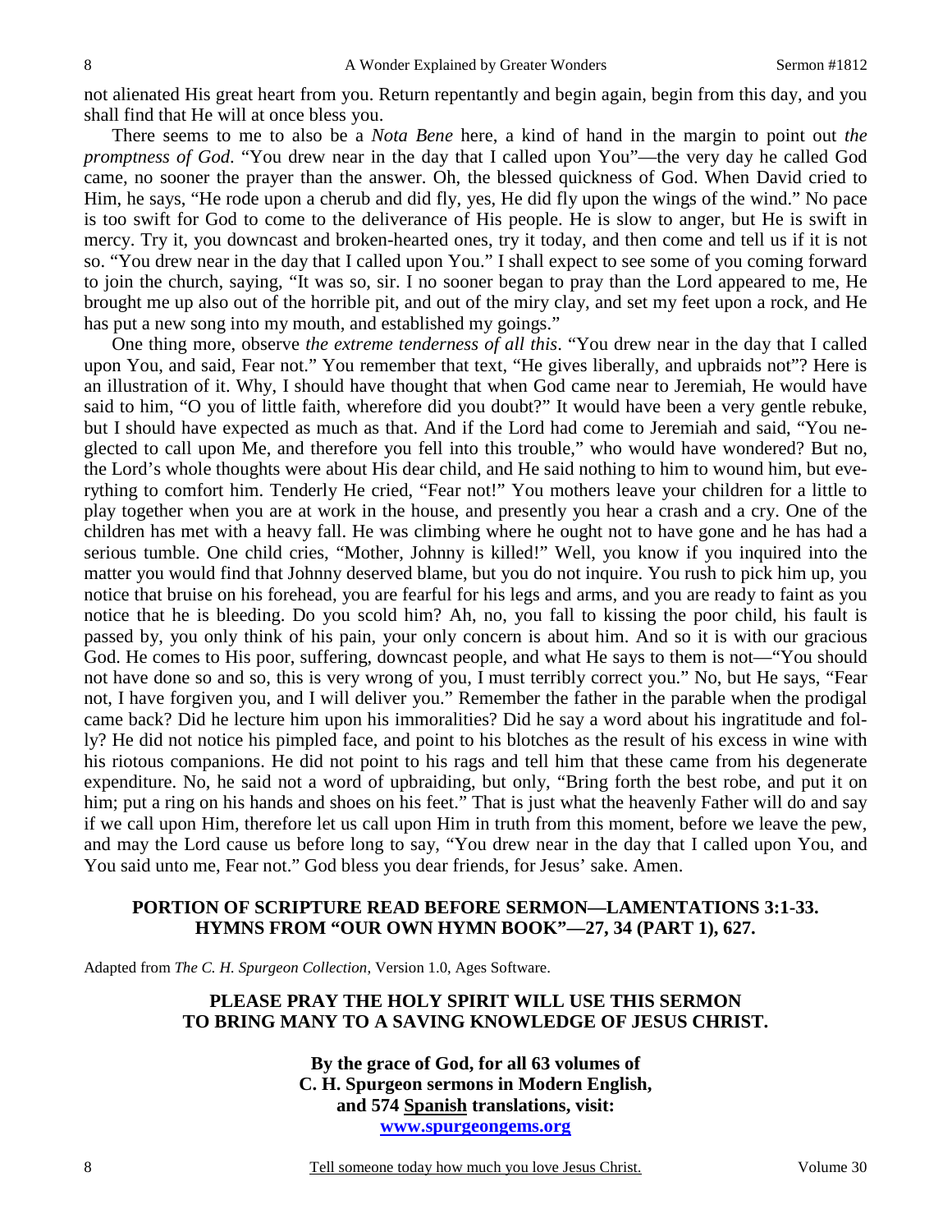not alienated His great heart from you. Return repentantly and begin again, begin from this day, and you shall find that He will at once bless you.

There seems to me to also be a *Nota Bene* here, a kind of hand in the margin to point out *the promptness of God*. "You drew near in the day that I called upon You"—the very day he called God came, no sooner the prayer than the answer. Oh, the blessed quickness of God. When David cried to Him, he says, "He rode upon a cherub and did fly, yes, He did fly upon the wings of the wind." No pace is too swift for God to come to the deliverance of His people. He is slow to anger, but He is swift in mercy. Try it, you downcast and broken-hearted ones, try it today, and then come and tell us if it is not so. "You drew near in the day that I called upon You." I shall expect to see some of you coming forward to join the church, saying, "It was so, sir. I no sooner began to pray than the Lord appeared to me, He brought me up also out of the horrible pit, and out of the miry clay, and set my feet upon a rock, and He has put a new song into my mouth, and established my goings."

One thing more, observe *the extreme tenderness of all this*. "You drew near in the day that I called upon You, and said, Fear not." You remember that text, "He gives liberally, and upbraids not"? Here is an illustration of it. Why, I should have thought that when God came near to Jeremiah, He would have said to him, "O you of little faith, wherefore did you doubt?" It would have been a very gentle rebuke, but I should have expected as much as that. And if the Lord had come to Jeremiah and said, "You neglected to call upon Me, and therefore you fell into this trouble," who would have wondered? But no, the Lord's whole thoughts were about His dear child, and He said nothing to him to wound him, but everything to comfort him. Tenderly He cried, "Fear not!" You mothers leave your children for a little to play together when you are at work in the house, and presently you hear a crash and a cry. One of the children has met with a heavy fall. He was climbing where he ought not to have gone and he has had a serious tumble. One child cries, "Mother, Johnny is killed!" Well, you know if you inquired into the matter you would find that Johnny deserved blame, but you do not inquire. You rush to pick him up, you notice that bruise on his forehead, you are fearful for his legs and arms, and you are ready to faint as you notice that he is bleeding. Do you scold him? Ah, no, you fall to kissing the poor child, his fault is passed by, you only think of his pain, your only concern is about him. And so it is with our gracious God. He comes to His poor, suffering, downcast people, and what He says to them is not—"You should not have done so and so, this is very wrong of you, I must terribly correct you." No, but He says, "Fear not, I have forgiven you, and I will deliver you." Remember the father in the parable when the prodigal came back? Did he lecture him upon his immoralities? Did he say a word about his ingratitude and folly? He did not notice his pimpled face, and point to his blotches as the result of his excess in wine with his riotous companions. He did not point to his rags and tell him that these came from his degenerate expenditure. No, he said not a word of upbraiding, but only, "Bring forth the best robe, and put it on him; put a ring on his hands and shoes on his feet." That is just what the heavenly Father will do and say if we call upon Him, therefore let us call upon Him in truth from this moment, before we leave the pew, and may the Lord cause us before long to say, "You drew near in the day that I called upon You, and You said unto me, Fear not." God bless you dear friends, for Jesus' sake. Amen.

**PORTION OF SCRIPTURE READ BEFORE SERMON—LAMENTATIONS 3:1-33.**
**HYMNS FROM "OUR OWN HYMN BOOK"—27, 34 (PART 1), 627.**

Adapted from *The C. H. Spurgeon Collection*, Version 1.0, Ages Software.

**PLEASE PRAY THE HOLY SPIRIT WILL USE THIS SERMON TO BRING MANY TO A SAVING KNOWLEDGE OF JESUS CHRIST.**

**By the grace of God, for all 63 volumes of C. H. Spurgeon sermons in Modern English, and 574 Spanish translations, visit: www.spurgeongems.org**